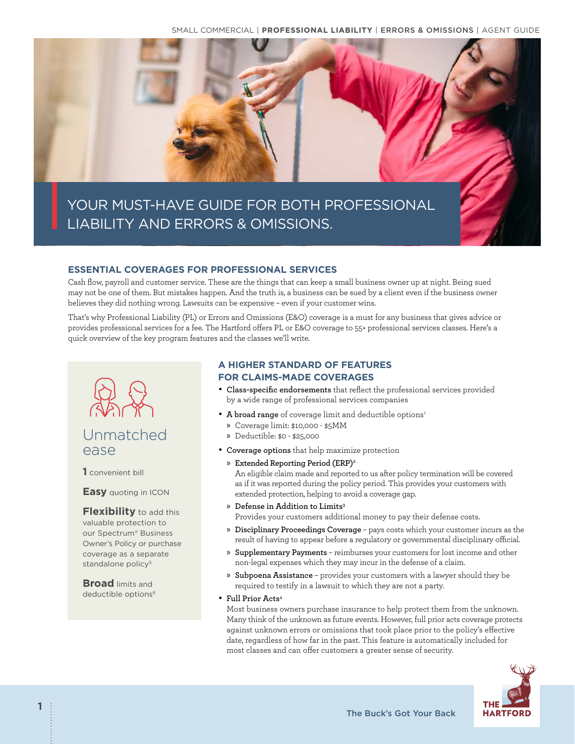# YOUR MUST-HAVE GUIDE FOR BOTH PROFESSIONAL LIABILITY AND ERRORS & OMISSIONS.

## ESSENTIAL COVERAGES FOR PROFESSIONAL SERVICES

Cash flow, payroll and customer service. These are the things that can keep a small business owner up at night. Being sued may not be one of them. But mistakes happen. And the truth is, a business can be sued by a client even if the business owner believes they did nothing wrong. Lawsuits can be expensive – even if your customer wins.

That's why Professional Liability (PL) or Errors and Omissions (E&O) coverage is a must for any business that gives advice or provides professional services for a fee. The Hartford offers PL or E&O coverage to 55+ professional services classes. Here's a quick overview of the key program features and the classes we'll write.

### Unmatched ease

**1** convenient bill

**Easy** quoting in ICON

**Flexibility** to add this valuable protection to our Spectrum® Business Owner's Policy or purchase coverage as a separate standalone policy[5]

**Broad** limits and deductible options[6]

## A HIGHER STANDARD OF FEATURES FOR CLAIMS-MADE COVERAGES

- **Class-specific endorsements** that reflect the professional services provided by a wide range of professional services companies
- **A broad range** of coverage limit and deductible options[1]
  - Coverage limit: $10,000 - $5MM
  - Deductible: $0 - $25,000
- **Coverage options** that help maximize protection
  - **Extended Reporting Period (ERP)**[2]
    An eligible claim made and reported to us after policy termination will be covered as if it was reported during the policy period. This provides your customers with extended protection, helping to avoid a coverage gap.
  - **Defense in Addition to Limits**[3]
    Provides your customers additional money to pay their defense costs.
  - **Disciplinary Proceedings Coverage** – pays costs which your customer incurs as the result of having to appear before a regulatory or governmental disciplinary official.
  - **Supplementary Payments** – reimburses your customers for lost income and other non-legal expenses which they may incur in the defense of a claim.
  - **Subpoena Assistance** – provides your customers with a lawyer should they be required to testify in a lawsuit to which they are not a party.
- **Full Prior Acts**[4]
  Most business owners purchase insurance to help protect them from the unknown. Many think of the unknown as future events. However, full prior acts coverage protects against unknown errors or omissions that took place prior to the policy's effective date, regardless of how far in the past. This feature is automatically included for most classes and can offer customers a greater sense of security.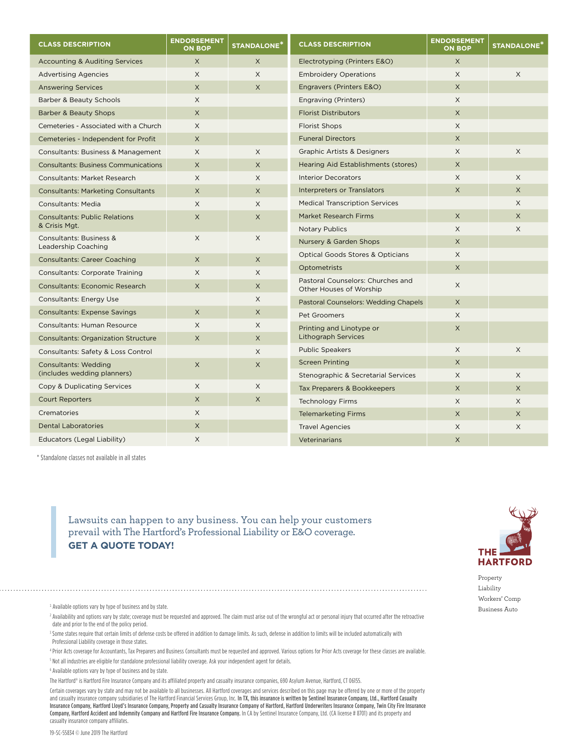| CLASS DESCRIPTION | ENDORSEMENT ON BOP | STANDALONE* |
|---|---|---|
| Accounting & Auditing Services | X | X |
| Advertising Agencies | X | X |
| Answering Services | X | X |
| Barber & Beauty Schools | X | |
| Barber & Beauty Shops | X | |
| Cemeteries - Associated with a Church | X | |
| Cemeteries - Independent for Profit | X | |
| Consultants: Business & Management | X | X |
| Consultants: Business Communications | X | X |
| Consultants: Market Research | X | X |
| Consultants: Marketing Consultants | X | X |
| Consultants: Media | X | X |
| Consultants: Public Relations & Crisis Mgt. | X | X |
| Consultants: Business & Leadership Coaching | X | X |
| Consultants: Career Coaching | X | X |
| Consultants: Corporate Training | X | X |
| Consultants: Economic Research | X | X |
| Consultants: Energy Use | | X |
| Consultants: Expense Savings | X | X |
| Consultants: Human Resource | X | X |
| Consultants: Organization Structure | X | X |
| Consultants: Safety & Loss Control | | X |
| Consultants: Wedding (includes wedding planners) | X | X |
| Copy & Duplicating Services | X | X |
| Court Reporters | X | X |
| Crematories | X | |
| Dental Laboratories | X | |
| Educators (Legal Liability) | X | |
| Electrotyping (Printers E&O) | X | |
| Embroidery Operations | X | X |
| Engravers (Printers E&O) | X | |
| Engraving (Printers) | X | |
| Florist Distributors | X | |
| Florist Shops | X | |
| Funeral Directors | X | |
| Graphic Artists & Designers | X | X |
| Hearing Aid Establishments (stores) | X | |
| Interior Decorators | X | X |
| Interpreters or Translators | X | X |
| Medical Transcription Services | | X |
| Market Research Firms | X | X |
| Notary Publics | X | X |
| Nursery & Garden Shops | X | |
| Optical Goods Stores & Opticians | X | |
| Optometrists | X | |
| Pastoral Counselors: Churches and Other Houses of Worship | X | |
| Pastoral Counselors: Wedding Chapels | X | |
| Pet Groomers | X | |
| Printing and Linotype or Lithograph Services | X | |
| Public Speakers | X | X |
| Screen Printing | X | |
| Stenographic & Secretarial Services | X | X |
| Tax Preparers & Bookkeepers | X | X |
| Technology Firms | X | X |
| Telemarketing Firms | X | X |
| Travel Agencies | X | X |
| Veterinarians | X | |

\* Standalone classes not available in all states

Lawsuits can happen to any business. You can help your customers prevail with The Hartford's Professional Liability or E&O coverage.
**GET A QUOTE TODAY!**

THE HARTFORD

Property
Liability
Workers' Comp
Business Auto

[1] Available options vary by type of business and by state.

[2] Availability and options vary by state; coverage must be requested and approved. The claim must arise out of the wrongful act or personal injury that occurred after the retroactive date and prior to the end of the policy period.

[3] Some states require that certain limits of defense costs be offered in addition to damage limits. As such, defense in addition to limits will be included automatically with Professional Liability coverage in those states.

[4] Prior Acts coverage for Accountants, Tax Preparers and Business Consultants must be requested and approved. Various options for Prior Acts coverage for these classes are available.

[5] Not all industries are eligible for standalone professional liability coverage. Ask your independent agent for details.

[6] Available options vary by type of business and by state.

The Hartford® is Hartford Fire Insurance Company and its affiliated property and casualty insurance companies, 690 Asylum Avenue, Hartford, CT 06155.

Certain coverages vary by state and may not be available to all businesses. All Hartford coverages and services described on this page may be offered by one or more of the property and casualty insurance company subsidiaries of The Hartford Financial Services Group, Inc. **In TX, this insurance is written by Sentinel Insurance Company, Ltd., Hartford Casualty Insurance Company, Hartford Lloyd's Insurance Company, Property and Casualty Insurance Company of Hartford, Hartford Underwriters Insurance Company, Twin City Fire Insurance Company, Hartford Accident and Indemnity Company and Hartford Fire Insurance Company.** In CA by Sentinel Insurance Company, Ltd. (CA license # 8701) and its property and casualty insurance company affiliates.

19-SC-55834 © June 2019 The Hartford